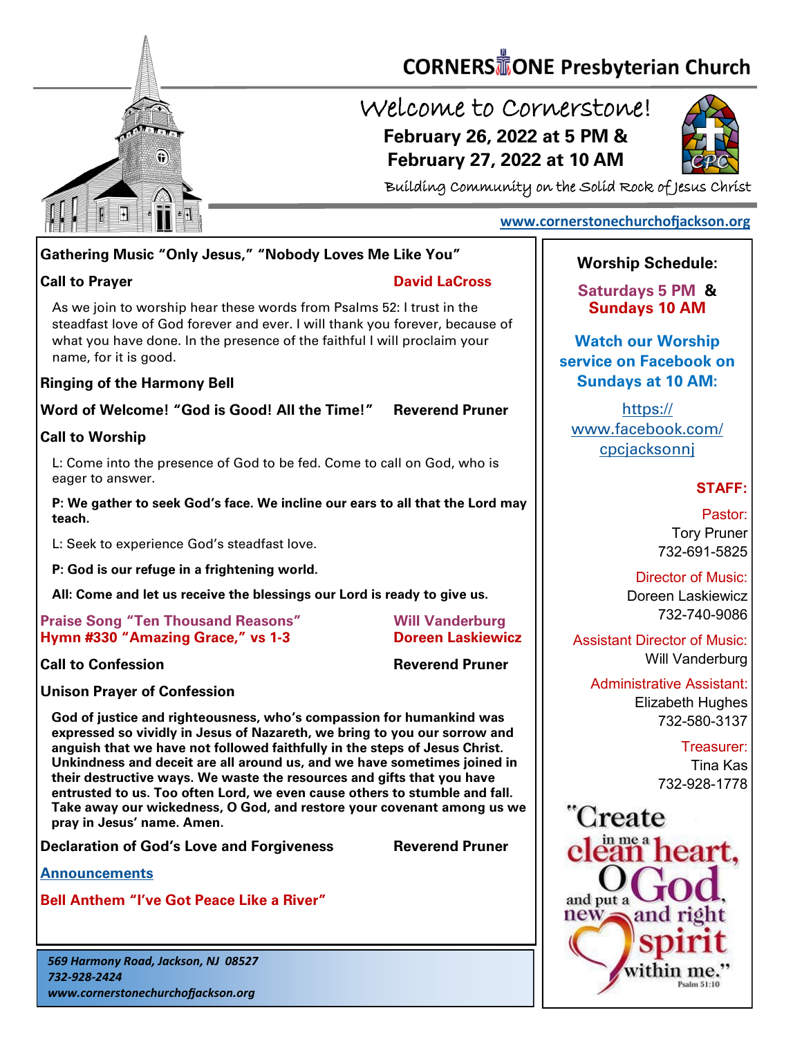# CORNERSTONE Presbyterian Church

## Welcome to Cornerstone!

**February 26, 2022 at 5 PM &**
**February 27, 2022 at 10 AM**

*Building Community on the Solid Rock of Jesus Christ*

www.cornerstonechurchofjackson.org

**Gathering Music "Only Jesus," "Nobody Loves Me Like You"**

**Call to Prayer** — **David LaCross**

As we join to worship hear these words from Psalms 52: I trust in the steadfast love of God forever and ever. I will thank you forever, because of what you have done. In the presence of the faithful I will proclaim your name, for it is good.

**Ringing of the Harmony Bell**

**Word of Welcome! "God is Good! All the Time!"** — **Reverend Pruner**

**Call to Worship**

L: Come into the presence of God to be fed. Come to call on God, who is eager to answer.

**P: We gather to seek God's face. We incline our ears to all that the Lord may teach.**

L: Seek to experience God's steadfast love.

**P: God is our refuge in a frightening world.**

**All: Come and let us receive the blessings our Lord is ready to give us.**

**Praise Song "Ten Thousand Reasons"** — **Will Vanderburg**
**Hymn #330 "Amazing Grace," vs 1-3** — **Doreen Laskiewicz**

**Call to Confession** — **Reverend Pruner**

**Unison Prayer of Confession**

**God of justice and righteousness, who's compassion for humankind was expressed so vividly in Jesus of Nazareth, we bring to you our sorrow and anguish that we have not followed faithfully in the steps of Jesus Christ. Unkindness and deceit are all around us, and we have sometimes joined in their destructive ways. We waste the resources and gifts that you have entrusted to us. Too often Lord, we even cause others to stumble and fall. Take away our wickedness, O God, and restore your covenant among us we pray in Jesus' name. Amen.**

**Declaration of God's Love and Forgiveness** — **Reverend Pruner**

**Announcements**

**Bell Anthem "I've Got Peace Like a River"**

*569 Harmony Road, Jackson, NJ 08527*
*732-928-2424*
*www.cornerstonechurchofjackson.org*

---

**Worship Schedule:**

**Saturdays 5 PM & Sundays 10 AM**

**Watch our Worship service on Facebook on Sundays at 10 AM:**

https://www.facebook.com/cpcjacksonnj

**STAFF:**

Pastor:
Tory Pruner
732-691-5825

Director of Music:
Doreen Laskiewicz
732-740-9086

Assistant Director of Music:
Will Vanderburg

Administrative Assistant:
Elizabeth Hughes
732-580-3137

Treasurer:
Tina Kas
732-928-1778

"Create in me a clean heart, O God, and put a new and right spirit within me."
Psalm 51:10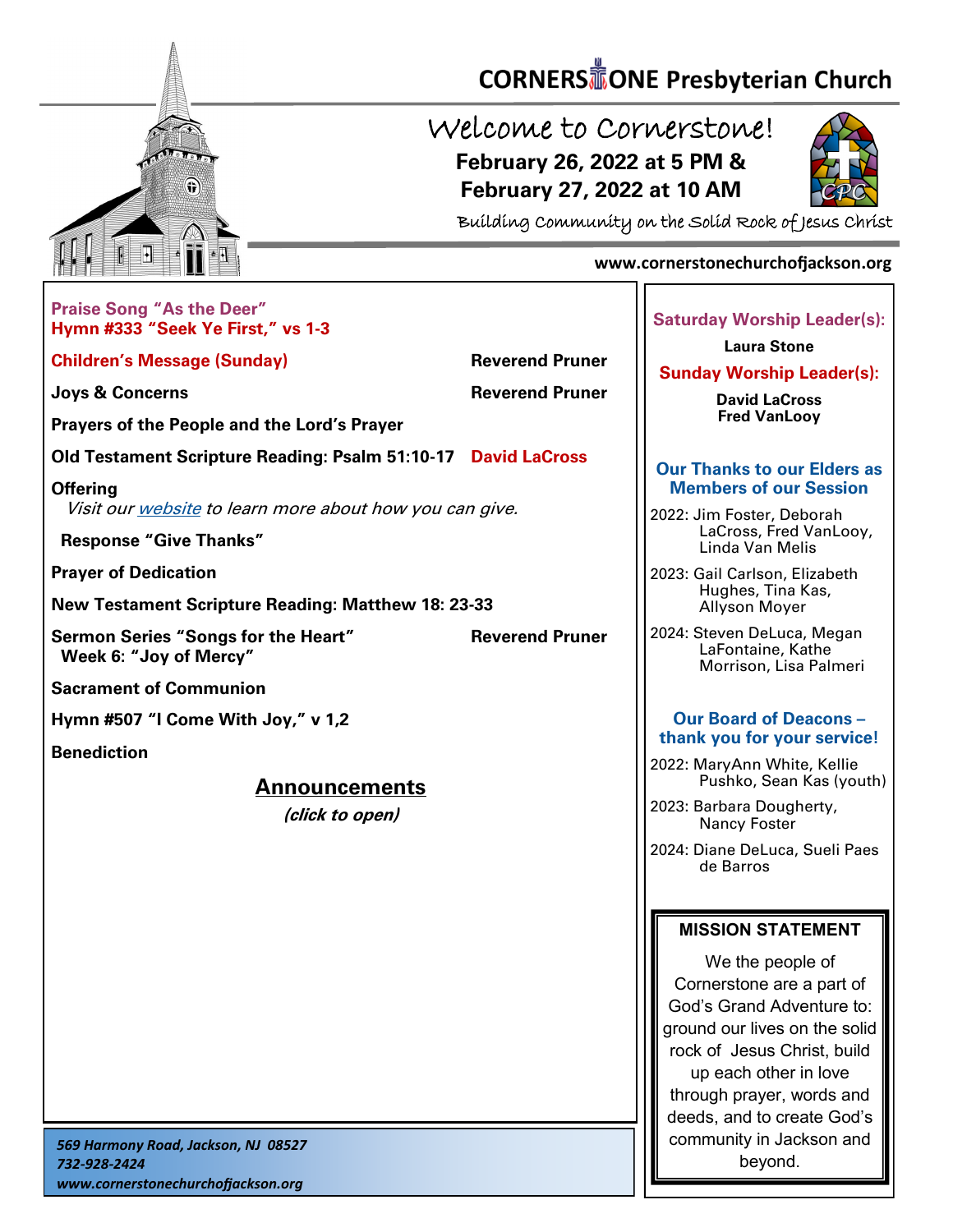# CORNERSTONE Presbyterian Church

## Welcome to Cornerstone!

**February 26, 2022 at 5 PM &**
**February 27, 2022 at 10 AM**

Building Community on the Solid Rock of Jesus Christ

www.cornerstonechurchofjackson.org

**Praise Song "As the Deer"**
**Hymn #333 "Seek Ye First," vs 1-3**

**Children's Message (Sunday)** — **Reverend Pruner**

**Joys & Concerns** — **Reverend Pruner**

**Prayers of the People and the Lord's Prayer**

**Old Testament Scripture Reading: Psalm 51:10-17** — **David LaCross**

**Offering**
*Visit our website to learn more about how you can give.*

**Response "Give Thanks"**

**Prayer of Dedication**

**New Testament Scripture Reading: Matthew 18: 23-33**

**Sermon Series "Songs for the Heart"** — **Reverend Pruner**
**Week 6: "Joy of Mercy"**

**Sacrament of Communion**

**Hymn #507 "I Come With Joy," v 1,2**

**Benediction**

## Announcements

***(click to open)***

*569 Harmony Road, Jackson, NJ 08527*
*732-928-2424*
*www.cornerstonechurchofjackson.org*

**Saturday Worship Leader(s):**

**Laura Stone**

**Sunday Worship Leader(s):**

**David LaCross**
**Fred VanLooy**

**Our Thanks to our Elders as Members of our Session**

2022: Jim Foster, Deborah LaCross, Fred VanLooy, Linda Van Melis

2023: Gail Carlson, Elizabeth Hughes, Tina Kas, Allyson Moyer

2024: Steven DeLuca, Megan LaFontaine, Kathe Morrison, Lisa Palmeri

**Our Board of Deacons – thank you for your service!**

2022: MaryAnn White, Kellie Pushko, Sean Kas (youth)

2023: Barbara Dougherty, Nancy Foster

2024: Diane DeLuca, Sueli Paes de Barros

**MISSION STATEMENT**

We the people of Cornerstone are a part of God's Grand Adventure to: ground our lives on the solid rock of Jesus Christ, build up each other in love through prayer, words and deeds, and to create God's community in Jackson and beyond.